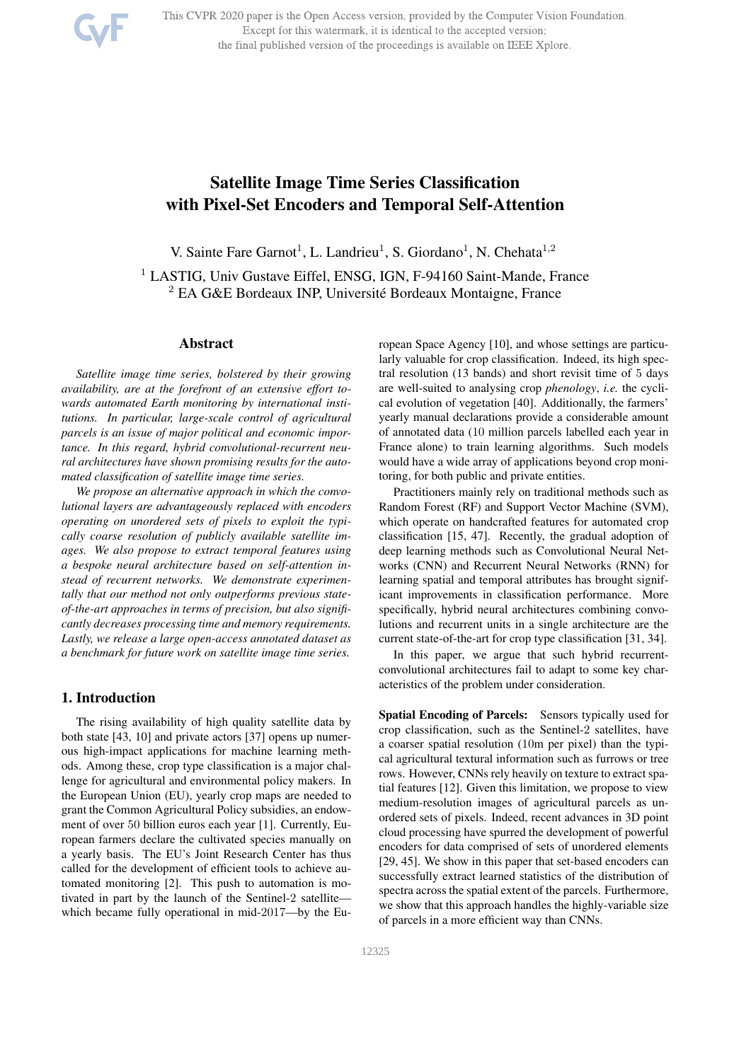# Satellite Image Time Series Classification with Pixel-Set Encoders and Temporal Self-Attention

V. Sainte Fare Garnot[1], L. Landrieu[1], S. Giordano[1], N. Chehata[1,2]

[1] LASTIG, Univ Gustave Eiffel, ENSG, IGN, F-94160 Saint-Mande, France
[2] EA G&E Bordeaux INP, Université Bordeaux Montaigne, France

## Abstract

*Satellite image time series, bolstered by their growing availability, are at the forefront of an extensive effort towards automated Earth monitoring by international institutions. In particular, large-scale control of agricultural parcels is an issue of major political and economic importance. In this regard, hybrid convolutional-recurrent neural architectures have shown promising results for the automated classification of satellite image time series.*

*We propose an alternative approach in which the convolutional layers are advantageously replaced with encoders operating on unordered sets of pixels to exploit the typically coarse resolution of publicly available satellite images. We also propose to extract temporal features using a bespoke neural architecture based on self-attention instead of recurrent networks. We demonstrate experimentally that our method not only outperforms previous state-of-the-art approaches in terms of precision, but also significantly decreases processing time and memory requirements. Lastly, we release a large open-access annotated dataset as a benchmark for future work on satellite image time series.*

## 1. Introduction

The rising availability of high quality satellite data by both state [43, 10] and private actors [37] opens up numerous high-impact applications for machine learning methods. Among these, crop type classification is a major challenge for agricultural and environmental policy makers. In the European Union (EU), yearly crop maps are needed to grant the Common Agricultural Policy subsidies, an endowment of over 50 billion euros each year [1]. Currently, European farmers declare the cultivated species manually on a yearly basis. The EU's Joint Research Center has thus called for the development of efficient tools to achieve automated monitoring [2]. This push to automation is motivated in part by the launch of the Sentinel-2 satellite—which became fully operational in mid-2017—by the European Space Agency [10], and whose settings are particularly valuable for crop classification. Indeed, its high spectral resolution (13 bands) and short revisit time of 5 days are well-suited to analysing crop *phenology*, *i.e.* the cyclical evolution of vegetation [40]. Additionally, the farmers' yearly manual declarations provide a considerable amount of annotated data (10 million parcels labelled each year in France alone) to train learning algorithms. Such models would have a wide array of applications beyond crop monitoring, for both public and private entities.

Practitioners mainly rely on traditional methods such as Random Forest (RF) and Support Vector Machine (SVM), which operate on handcrafted features for automated crop classification [15, 47]. Recently, the gradual adoption of deep learning methods such as Convolutional Neural Networks (CNN) and Recurrent Neural Networks (RNN) for learning spatial and temporal attributes has brought significant improvements in classification performance. More specifically, hybrid neural architectures combining convolutions and recurrent units in a single architecture are the current state-of-the-art for crop type classification [31, 34].

In this paper, we argue that such hybrid recurrent-convolutional architectures fail to adapt to some key characteristics of the problem under consideration.

**Spatial Encoding of Parcels:** Sensors typically used for crop classification, such as the Sentinel-2 satellites, have a coarser spatial resolution (10m per pixel) than the typical agricultural textural information such as furrows or tree rows. However, CNNs rely heavily on texture to extract spatial features [12]. Given this limitation, we propose to view medium-resolution images of agricultural parcels as unordered sets of pixels. Indeed, recent advances in 3D point cloud processing have spurred the development of powerful encoders for data comprised of sets of unordered elements [29, 45]. We show in this paper that set-based encoders can successfully extract learned statistics of the distribution of spectra across the spatial extent of the parcels. Furthermore, we show that this approach handles the highly-variable size of parcels in a more efficient way than CNNs.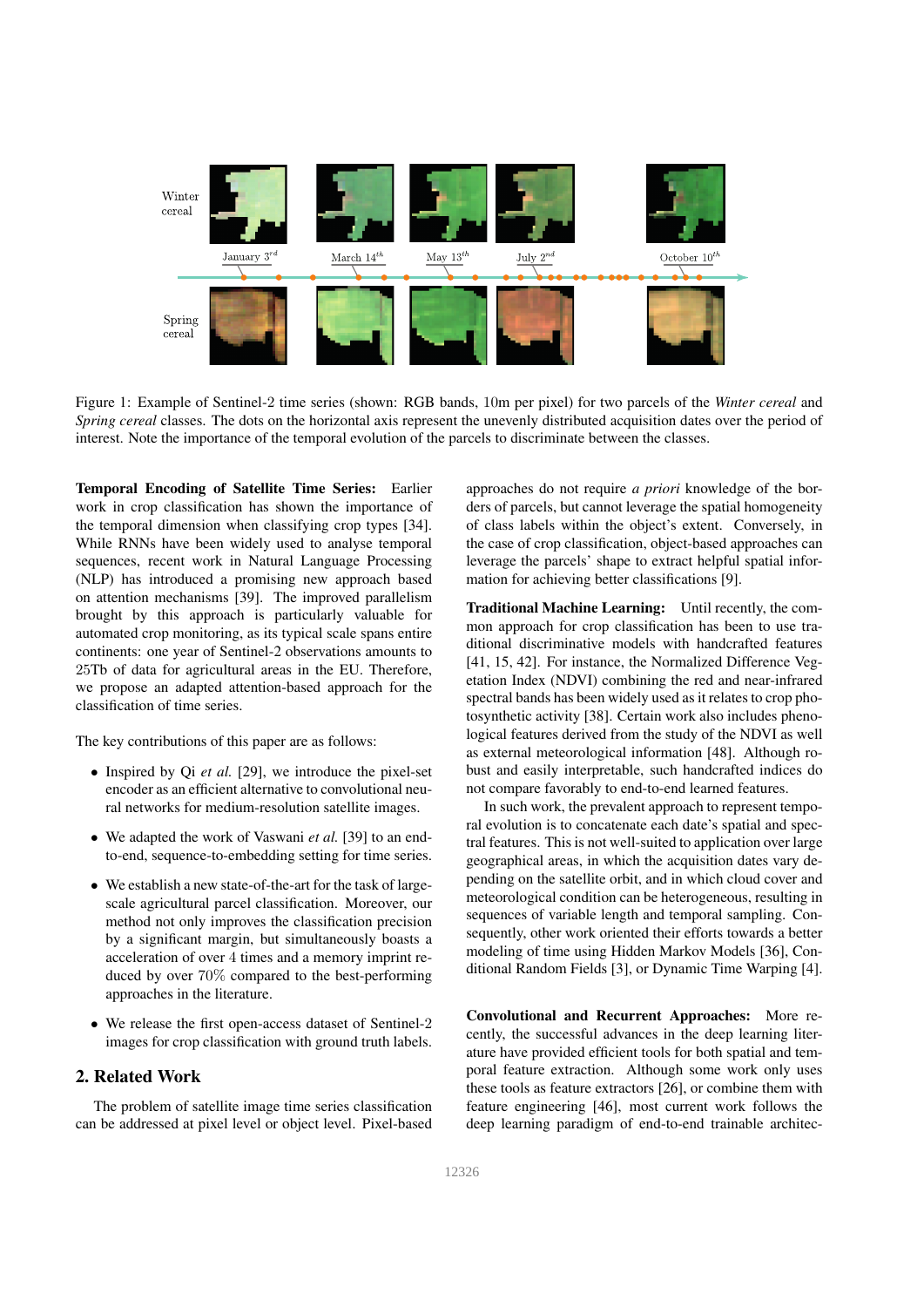Figure 1: Example of Sentinel-2 time series (shown: RGB bands, 10m per pixel) for two parcels of the *Winter cereal* and *Spring cereal* classes. The dots on the horizontal axis represent the unevenly distributed acquisition dates over the period of interest. Note the importance of the temporal evolution of the parcels to discriminate between the classes.

**Temporal Encoding of Satellite Time Series:** Earlier work in crop classification has shown the importance of the temporal dimension when classifying crop types [34]. While RNNs have been widely used to analyse temporal sequences, recent work in Natural Language Processing (NLP) has introduced a promising new approach based on attention mechanisms [39]. The improved parallelism brought by this approach is particularly valuable for automated crop monitoring, as its typical scale spans entire continents: one year of Sentinel-2 observations amounts to 25Tb of data for agricultural areas in the EU. Therefore, we propose an adapted attention-based approach for the classification of time series.

The key contributions of this paper are as follows:

- Inspired by Qi *et al.* [29], we introduce the pixel-set encoder as an efficient alternative to convolutional neural networks for medium-resolution satellite images.
- We adapted the work of Vaswani *et al.* [39] to an end-to-end, sequence-to-embedding setting for time series.
- We establish a new state-of-the-art for the task of large-scale agricultural parcel classification. Moreover, our method not only improves the classification precision by a significant margin, but simultaneously boasts a acceleration of over 4 times and a memory imprint reduced by over 70% compared to the best-performing approaches in the literature.
- We release the first open-access dataset of Sentinel-2 images for crop classification with ground truth labels.

## 2. Related Work

The problem of satellite image time series classification can be addressed at pixel level or object level. Pixel-based approaches do not require *a priori* knowledge of the borders of parcels, but cannot leverage the spatial homogeneity of class labels within the object's extent. Conversely, in the case of crop classification, object-based approaches can leverage the parcels' shape to extract helpful spatial information for achieving better classifications [9].

**Traditional Machine Learning:** Until recently, the common approach for crop classification has been to use traditional discriminative models with handcrafted features [41, 15, 42]. For instance, the Normalized Difference Vegetation Index (NDVI) combining the red and near-infrared spectral bands has been widely used as it relates to crop photosynthetic activity [38]. Certain work also includes phenological features derived from the study of the NDVI as well as external meteorological information [48]. Although robust and easily interpretable, such handcrafted indices do not compare favorably to end-to-end learned features.

In such work, the prevalent approach to represent temporal evolution is to concatenate each date's spatial and spectral features. This is not well-suited to application over large geographical areas, in which the acquisition dates vary depending on the satellite orbit, and in which cloud cover and meteorological condition can be heterogeneous, resulting in sequences of variable length and temporal sampling. Consequently, other work oriented their efforts towards a better modeling of time using Hidden Markov Models [36], Conditional Random Fields [3], or Dynamic Time Warping [4].

**Convolutional and Recurrent Approaches:** More recently, the successful advances in the deep learning literature have provided efficient tools for both spatial and temporal feature extraction. Although some work only uses these tools as feature extractors [26], or combine them with feature engineering [46], most current work follows the deep learning paradigm of end-to-end trainable architec-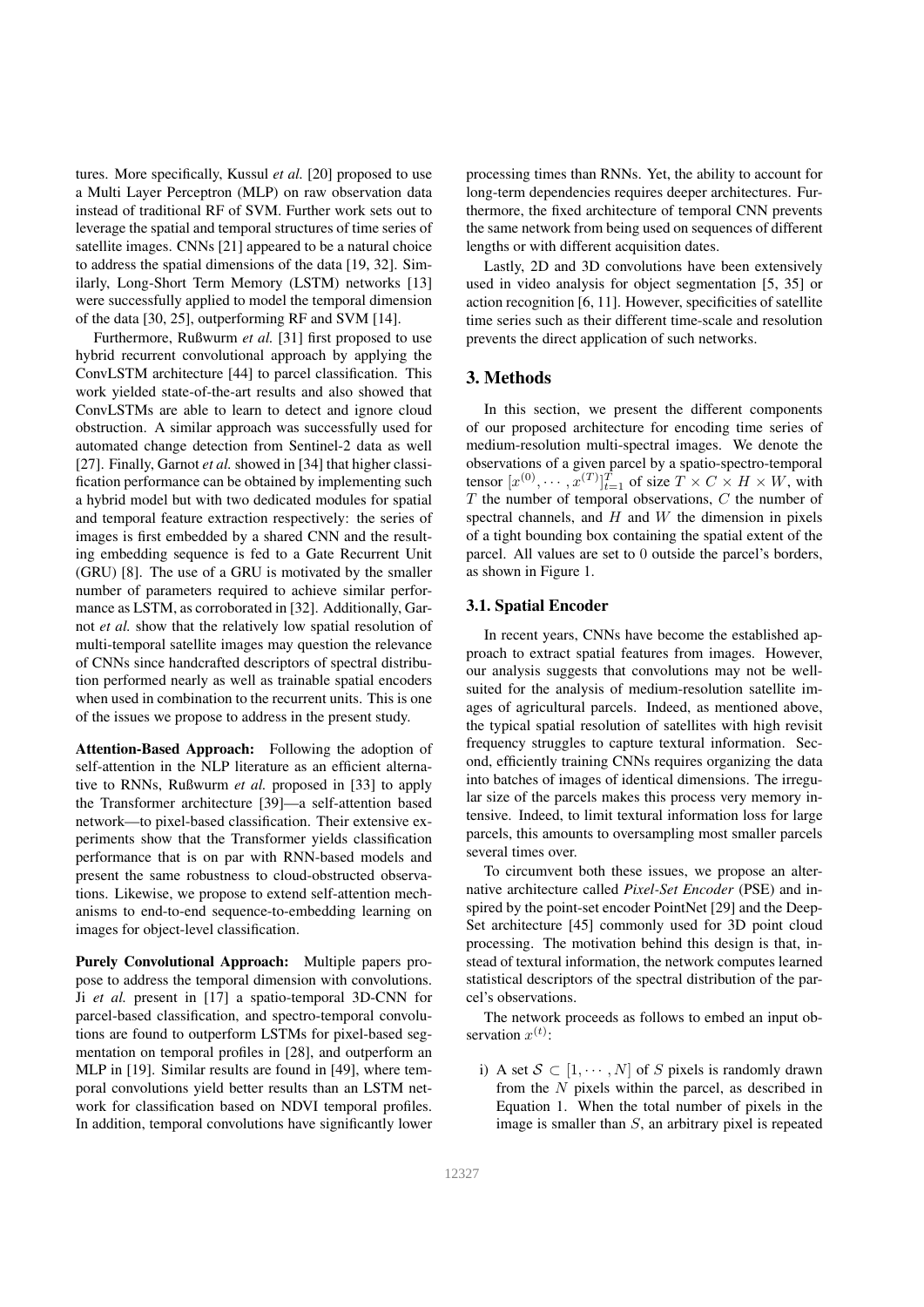tures. More specifically, Kussul *et al.* [20] proposed to use a Multi Layer Perceptron (MLP) on raw observation data instead of traditional RF of SVM. Further work sets out to leverage the spatial and temporal structures of time series of satellite images. CNNs [21] appeared to be a natural choice to address the spatial dimensions of the data [19, 32]. Similarly, Long-Short Term Memory (LSTM) networks [13] were successfully applied to model the temporal dimension of the data [30, 25], outperforming RF and SVM [14].

Furthermore, Rußwurm *et al.* [31] first proposed to use hybrid recurrent convolutional approach by applying the ConvLSTM architecture [44] to parcel classification. This work yielded state-of-the-art results and also showed that ConvLSTMs are able to learn to detect and ignore cloud obstruction. A similar approach was successfully used for automated change detection from Sentinel-2 data as well [27]. Finally, Garnot *et al.* showed in [34] that higher classification performance can be obtained by implementing such a hybrid model but with two dedicated modules for spatial and temporal feature extraction respectively: the series of images is first embedded by a shared CNN and the resulting embedding sequence is fed to a Gate Recurrent Unit (GRU) [8]. The use of a GRU is motivated by the smaller number of parameters required to achieve similar performance as LSTM, as corroborated in [32]. Additionally, Garnot *et al.* show that the relatively low spatial resolution of multi-temporal satellite images may question the relevance of CNNs since handcrafted descriptors of spectral distribution performed nearly as well as trainable spatial encoders when used in combination to the recurrent units. This is one of the issues we propose to address in the present study.

**Attention-Based Approach:** Following the adoption of self-attention in the NLP literature as an efficient alternative to RNNs, Rußwurm *et al.* proposed in [33] to apply the Transformer architecture [39]—a self-attention based network—to pixel-based classification. Their extensive experiments show that the Transformer yields classification performance that is on par with RNN-based models and present the same robustness to cloud-obstructed observations. Likewise, we propose to extend self-attention mechanisms to end-to-end sequence-to-embedding learning on images for object-level classification.

**Purely Convolutional Approach:** Multiple papers propose to address the temporal dimension with convolutions. Ji *et al.* present in [17] a spatio-temporal 3D-CNN for parcel-based classification, and spectro-temporal convolutions are found to outperform LSTMs for pixel-based segmentation on temporal profiles in [28], and outperform an MLP in [19]. Similar results are found in [49], where temporal convolutions yield better results than an LSTM network for classification based on NDVI temporal profiles. In addition, temporal convolutions have significantly lower processing times than RNNs. Yet, the ability to account for long-term dependencies requires deeper architectures. Furthermore, the fixed architecture of temporal CNN prevents the same network from being used on sequences of different lengths or with different acquisition dates.

Lastly, 2D and 3D convolutions have been extensively used in video analysis for object segmentation [5, 35] or action recognition [6, 11]. However, specificities of satellite time series such as their different time-scale and resolution prevents the direct application of such networks.

## 3. Methods

In this section, we present the different components of our proposed architecture for encoding time series of medium-resolution multi-spectral images. We denote the observations of a given parcel by a spatio-spectro-temporal tensor $[x^{(0)}, \cdots, x^{(T)}]_{t=1}^{T}$ of size $T \times C \times H \times W$, with $T$ the number of temporal observations, $C$ the number of spectral channels, and $H$ and $W$ the dimension in pixels of a tight bounding box containing the spatial extent of the parcel. All values are set to 0 outside the parcel's borders, as shown in Figure 1.

### 3.1. Spatial Encoder

In recent years, CNNs have become the established approach to extract spatial features from images. However, our analysis suggests that convolutions may not be well-suited for the analysis of medium-resolution satellite images of agricultural parcels. Indeed, as mentioned above, the typical spatial resolution of satellites with high revisit frequency struggles to capture textural information. Second, efficiently training CNNs requires organizing the data into batches of images of identical dimensions. The irregular size of the parcels makes this process very memory intensive. Indeed, to limit textural information loss for large parcels, this amounts to oversampling most smaller parcels several times over.

To circumvent both these issues, we propose an alternative architecture called *Pixel-Set Encoder* (PSE) and inspired by the point-set encoder PointNet [29] and the DeepSet architecture [45] commonly used for 3D point cloud processing. The motivation behind this design is that, instead of textural information, the network computes learned statistical descriptors of the spectral distribution of the parcel's observations.

The network proceeds as follows to embed an input observation $x^{(t)}$:

i) A set $\mathcal{S} \subset [1, \cdots, N]$ of $S$ pixels is randomly drawn from the $N$ pixels within the parcel, as described in Equation 1. When the total number of pixels in the image is smaller than $S$, an arbitrary pixel is repeated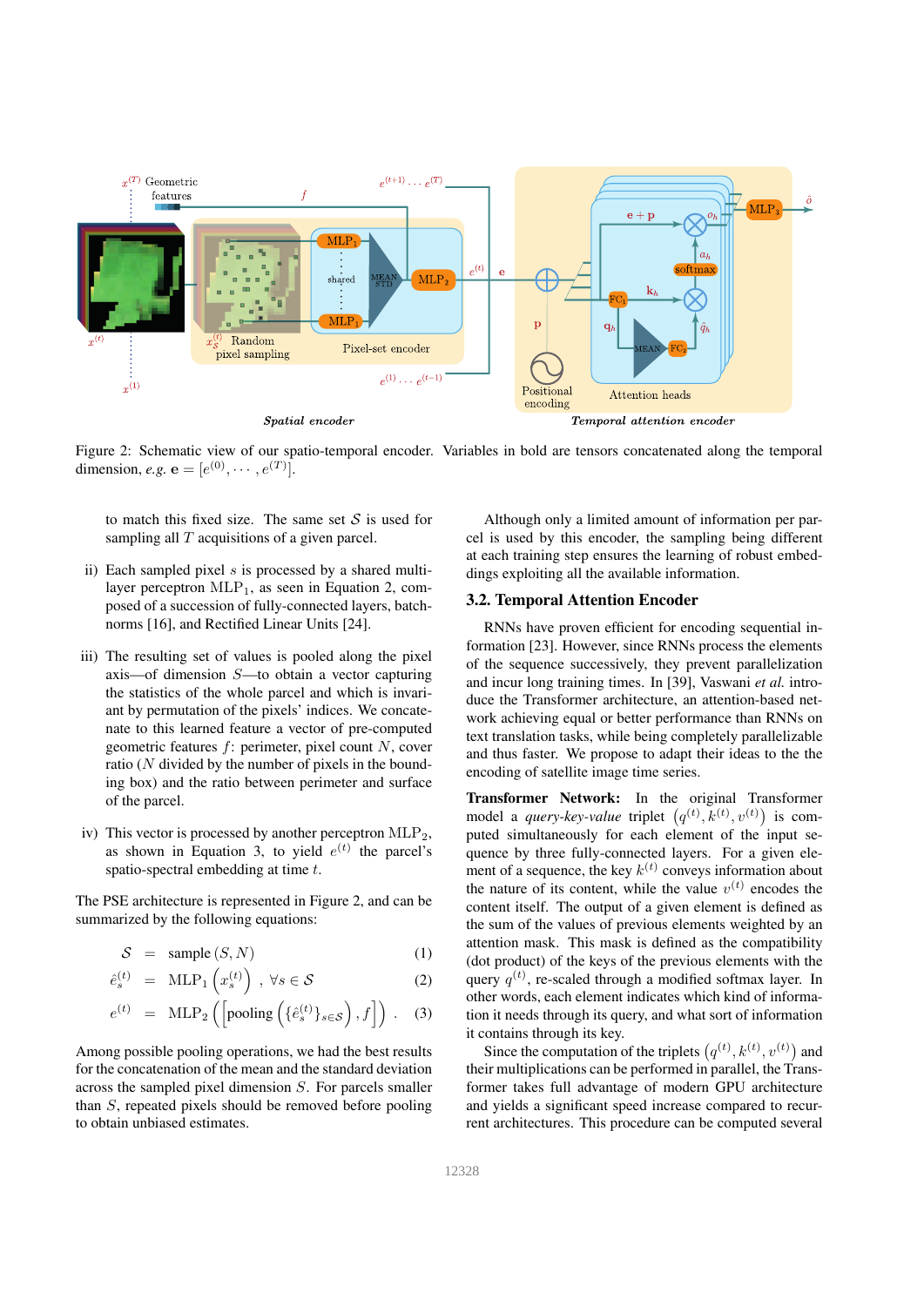Figure 2: Schematic view of our spatio-temporal encoder. Variables in bold are tensors concatenated along the temporal dimension, *e.g.* $\mathbf{e} = [e^{(0)}, \cdots, e^{(T)}]$.

to match this fixed size. The same set $\mathcal{S}$ is used for sampling all $T$ acquisitions of a given parcel.

ii) Each sampled pixel $s$ is processed by a shared multi-layer perceptron $\text{MLP}_1$, as seen in Equation 2, composed of a succession of fully-connected layers, batch-norms [16], and Rectified Linear Units [24].

iii) The resulting set of values is pooled along the pixel axis—of dimension $S$—to obtain a vector capturing the statistics of the whole parcel and which is invariant by permutation of the pixels' indices. We concatenate to this learned feature a vector of pre-computed geometric features $f$: perimeter, pixel count $N$, cover ratio ($N$ divided by the number of pixels in the bounding box) and the ratio between perimeter and surface of the parcel.

iv) This vector is processed by another perceptron $\text{MLP}_2$, as shown in Equation 3, to yield $e^{(t)}$ the parcel's spatio-spectral embedding at time $t$.

The PSE architecture is represented in Figure 2, and can be summarized by the following equations:

$$\mathcal{S} = \text{sample}(S, N) \tag{1}$$

$$\hat{e}_s^{(t)} = \text{MLP}_1\left(x_s^{(t)}\right), \ \forall s \in \mathcal{S} \tag{2}$$

$$e^{(t)} = \text{MLP}_2\left(\left[\text{pooling}\left(\{\hat{e}_s^{(t)}\}_{s \in \mathcal{S}}\right), f\right]\right). \tag{3}$$

Among possible pooling operations, we had the best results for the concatenation of the mean and the standard deviation across the sampled pixel dimension $S$. For parcels smaller than $S$, repeated pixels should be removed before pooling to obtain unbiased estimates.

Although only a limited amount of information per parcel is used by this encoder, the sampling being different at each training step ensures the learning of robust embeddings exploiting all the available information.

## 3.2. Temporal Attention Encoder

RNNs have proven efficient for encoding sequential information [23]. However, since RNNs process the elements of the sequence successively, they prevent parallelization and incur long training times. In [39], Vaswani *et al.* introduce the Transformer architecture, an attention-based network achieving equal or better performance than RNNs on text translation tasks, while being completely parallelizable and thus faster. We propose to adapt their ideas to the the encoding of satellite image time series.

**Transformer Network:** In the original Transformer model a *query-key-value* triplet $\left(q^{(t)}, k^{(t)}, v^{(t)}\right)$ is computed simultaneously for each element of the input sequence by three fully-connected layers. For a given element of a sequence, the key $k^{(t)}$ conveys information about the nature of its content, while the value $v^{(t)}$ encodes the content itself. The output of a given element is defined as the sum of the values of previous elements weighted by an attention mask. This mask is defined as the compatibility (dot product) of the keys of the previous elements with the query $q^{(t)}$, re-scaled through a modified softmax layer. In other words, each element indicates which kind of information it needs through its query, and what sort of information it contains through its key.

Since the computation of the triplets $\left(q^{(t)}, k^{(t)}, v^{(t)}\right)$ and their multiplications can be performed in parallel, the Transformer takes full advantage of modern GPU architecture and yields a significant speed increase compared to recurrent architectures. This procedure can be computed several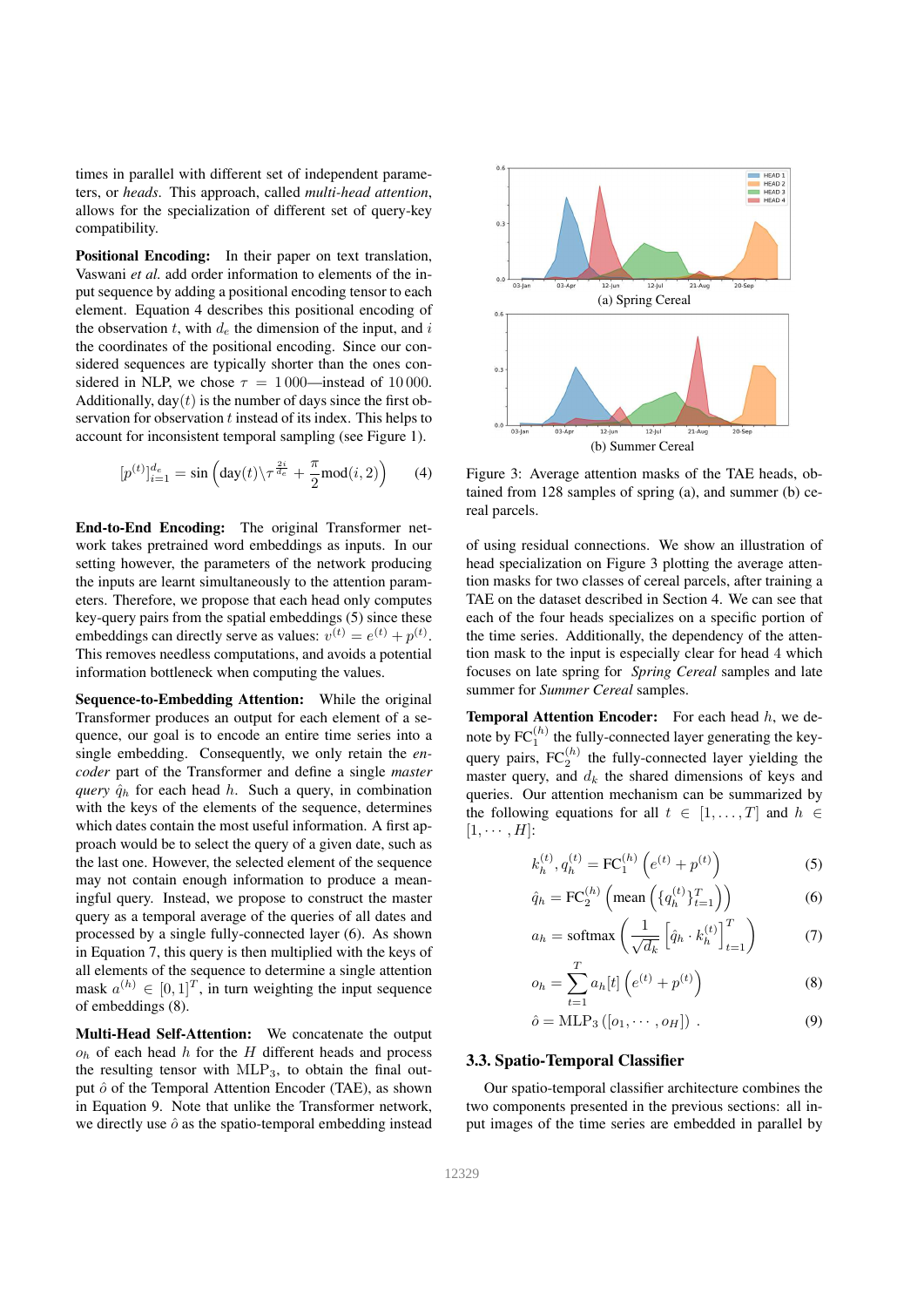times in parallel with different set of independent parameters, or *heads*. This approach, called *multi-head attention*, allows for the specialization of different set of query-key compatibility.

**Positional Encoding:** In their paper on text translation, Vaswani *et al.* add order information to elements of the input sequence by adding a positional encoding tensor to each element. Equation 4 describes this positional encoding of the observation $t$, with $d_e$ the dimension of the input, and $i$ the coordinates of the positional encoding. Since our considered sequences are typically shorter than the ones considered in NLP, we chose $\tau = 1\,000$—instead of $10\,000$. Additionally, $\text{day}(t)$ is the number of days since the first observation for observation $t$ instead of its index. This helps to account for inconsistent temporal sampling (see Figure 1).

$$[p^{(t)}]_{i=1}^{d_e} = \sin\left(\text{day}(t) \backslash \tau^{\frac{2i}{d_e}} + \frac{\pi}{2}\text{mod}(i, 2)\right) \quad (4)$$

**End-to-End Encoding:** The original Transformer network takes pretrained word embeddings as inputs. In our setting however, the parameters of the network producing the inputs are learnt simultaneously to the attention parameters. Therefore, we propose that each head only computes key-query pairs from the spatial embeddings (5) since these embeddings can directly serve as values: $v^{(t)} = e^{(t)} + p^{(t)}$. This removes needless computations, and avoids a potential information bottleneck when computing the values.

**Sequence-to-Embedding Attention:** While the original Transformer produces an output for each element of a sequence, our goal is to encode an entire time series into a single embedding. Consequently, we only retain the *encoder* part of the Transformer and define a single *master query* $\hat{q}_h$ for each head $h$. Such a query, in combination with the keys of the elements of the sequence, determines which dates contain the most useful information. A first approach would be to select the query of a given date, such as the last one. However, the selected element of the sequence may not contain enough information to produce a meaningful query. Instead, we propose to construct the master query as a temporal average of the queries of all dates and processed by a single fully-connected layer (6). As shown in Equation 7, this query is then multiplied with the keys of all elements of the sequence to determine a single attention mask $a^{(h)} \in [0, 1]^T$, in turn weighting the input sequence of embeddings (8).

**Multi-Head Self-Attention:** We concatenate the output $o_h$ of each head $h$ for the $H$ different heads and process the resulting tensor with $\text{MLP}_3$, to obtain the final output $\hat{o}$ of the Temporal Attention Encoder (TAE), as shown in Equation 9. Note that unlike the Transformer network, we directly use $\hat{o}$ as the spatio-temporal embedding instead of using residual connections. We show an illustration of head specialization on Figure 3 plotting the average attention masks for two classes of cereal parcels, after training a TAE on the dataset described in Section 4. We can see that each of the four heads specializes on a specific portion of the time series. Additionally, the dependency of the attention mask to the input is especially clear for head 4 which focuses on late spring for *Spring Cereal* samples and late summer for *Summer Cereal* samples.

(a) Spring Cereal

(b) Summer Cereal

Figure 3: Average attention masks of the TAE heads, obtained from 128 samples of spring (a), and summer (b) cereal parcels.

**Temporal Attention Encoder:** For each head $h$, we denote by $\text{FC}_1^{(h)}$ the fully-connected layer generating the key-query pairs, $\text{FC}_2^{(h)}$ the fully-connected layer yielding the master query, and $d_k$ the shared dimensions of keys and queries. Our attention mechanism can be summarized by the following equations for all $t \in [1, \ldots, T]$ and $h \in [1, \cdots, H]$:

$$k_h^{(t)}, q_h^{(t)} = \text{FC}_1^{(h)}\left(e^{(t)} + p^{(t)}\right) \quad (5)$$

$$\hat{q}_h = \text{FC}_2^{(h)}\left(\text{mean}\left(\{q_h^{(t)}\}_{t=1}^{T}\right)\right) \quad (6)$$

$$a_h = \text{softmax}\left(\frac{1}{\sqrt{d_k}}\left[\hat{q}_h \cdot k_h^{(t)}\right]_{t=1}^{T}\right) \quad (7)$$

$$o_h = \sum_{t=1}^{T} a_h[t]\left(e^{(t)} + p^{(t)}\right) \quad (8)$$

$$\hat{o} = \text{MLP}_3\left([o_1, \cdots, o_H]\right) \,. \quad (9)$$

### 3.3. Spatio-Temporal Classifier

Our spatio-temporal classifier architecture combines the two components presented in the previous sections: all input images of the time series are embedded in parallel by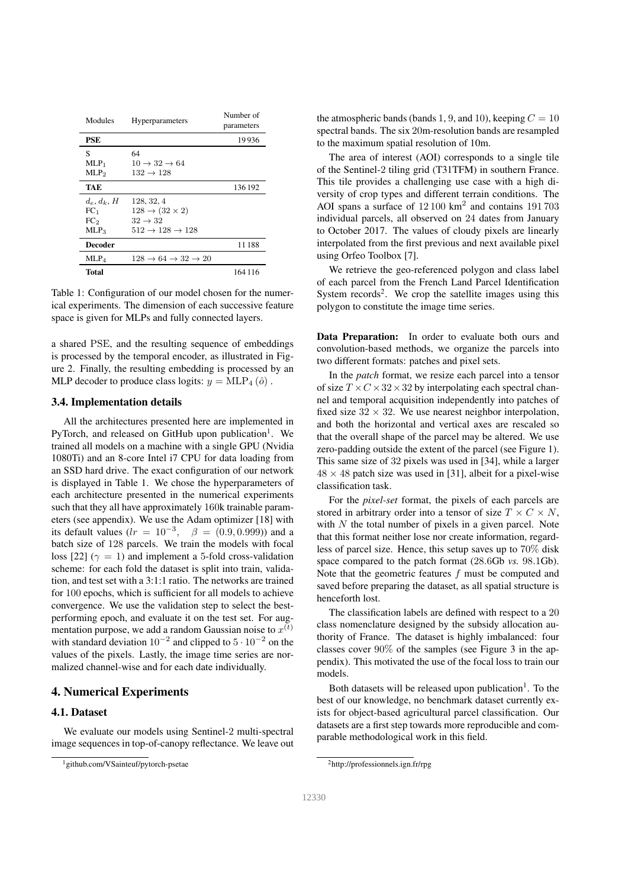| Modules | Hyperparameters | Number of parameters |
|---|---|---|
| **PSE** | | 19 936 |
| S | 64 | |
| $\text{MLP}_1$ | $10 \rightarrow 32 \rightarrow 64$ | |
| $\text{MLP}_2$ | $132 \rightarrow 128$ | |
| **TAE** | | 136 192 |
| $d_e, d_k, H$ | 128, 32, 4 | |
| $\text{FC}_1$ | $128 \rightarrow (32 \times 2)$ | |
| $\text{FC}_2$ | $32 \rightarrow 32$ | |
| $\text{MLP}_3$ | $512 \rightarrow 128 \rightarrow 128$ | |
| **Decoder** | | 11 188 |
| $\text{MLP}_4$ | $128 \rightarrow 64 \rightarrow 32 \rightarrow 20$ | |
| **Total** | | 164 116 |

Table 1: Configuration of our model chosen for the numerical experiments. The dimension of each successive feature space is given for MLPs and fully connected layers.

a shared PSE, and the resulting sequence of embeddings is processed by the temporal encoder, as illustrated in Figure 2. Finally, the resulting embedding is processed by an MLP decoder to produce class logits: $y = \text{MLP}_4(\hat{o})$ .

### 3.4. Implementation details

All the architectures presented here are implemented in PyTorch, and released on GitHub upon publication[1]. We trained all models on a machine with a single GPU (Nvidia 1080Ti) and an 8-core Intel i7 CPU for data loading from an SSD hard drive. The exact configuration of our network is displayed in Table 1. We chose the hyperparameters of each architecture presented in the numerical experiments such that they all have approximately 160k trainable parameters (see appendix). We use the Adam optimizer [18] with its default values ($lr = 10^{-3}, \quad \beta = (0.9, 0.999)$) and a batch size of 128 parcels. We train the models with focal loss [22] ($\gamma = 1$) and implement a 5-fold cross-validation scheme: for each fold the dataset is split into train, validation, and test set with a 3:1:1 ratio. The networks are trained for 100 epochs, which is sufficient for all models to achieve convergence. We use the validation step to select the best-performing epoch, and evaluate it on the test set. For augmentation purpose, we add a random Gaussian noise to $x^{(t)}$ with standard deviation $10^{-2}$ and clipped to $5 \cdot 10^{-2}$ on the values of the pixels. Lastly, the image time series are normalized channel-wise and for each date individually.

## 4. Numerical Experiments

### 4.1. Dataset

We evaluate our models using Sentinel-2 multi-spectral image sequences in top-of-canopy reflectance. We leave out the atmospheric bands (bands 1, 9, and 10), keeping $C = 10$ spectral bands. The six 20m-resolution bands are resampled to the maximum spatial resolution of 10m.

The area of interest (AOI) corresponds to a single tile of the Sentinel-2 tiling grid (T31TFM) in southern France. This tile provides a challenging use case with a high diversity of crop types and different terrain conditions. The AOI spans a surface of $12\,100$ km$^2$ and contains $191\,703$ individual parcels, all observed on 24 dates from January to October 2017. The values of cloudy pixels are linearly interpolated from the first previous and next available pixel using Orfeo Toolbox [7].

We retrieve the geo-referenced polygon and class label of each parcel from the French Land Parcel Identification System records[2]. We crop the satellite images using this polygon to constitute the image time series.

**Data Preparation:** In order to evaluate both ours and convolution-based methods, we organize the parcels into two different formats: patches and pixel sets.

In the *patch* format, we resize each parcel into a tensor of size $T \times C \times 32 \times 32$ by interpolating each spectral channel and temporal acquisition independently into patches of fixed size $32 \times 32$. We use nearest neighbor interpolation, and both the horizontal and vertical axes are rescaled so that the overall shape of the parcel may be altered. We use zero-padding outside the extent of the parcel (see Figure 1). This same size of 32 pixels was used in [34], while a larger $48 \times 48$ patch size was used in [31], albeit for a pixel-wise classification task.

For the *pixel-set* format, the pixels of each parcels are stored in arbitrary order into a tensor of size $T \times C \times N$, with $N$ the total number of pixels in a given parcel. Note that this format neither lose nor create information, regardless of parcel size. Hence, this setup saves up to 70% disk space compared to the patch format (28.6Gb *vs.* 98.1Gb). Note that the geometric features $f$ must be computed and saved before preparing the dataset, as all spatial structure is henceforth lost.

The classification labels are defined with respect to a 20 class nomenclature designed by the subsidy allocation authority of France. The dataset is highly imbalanced: four classes cover 90% of the samples (see Figure 3 in the appendix). This motivated the use of the focal loss to train our models.

Both datasets will be released upon publication[1]. To the best of our knowledge, no benchmark dataset currently exists for object-based agricultural parcel classification. Our datasets are a first step towards more reproducible and comparable methodological work in this field.

[1] github.com/VSainteuf/pytorch-psetae

[2] http://professionnels.ign.fr/rpg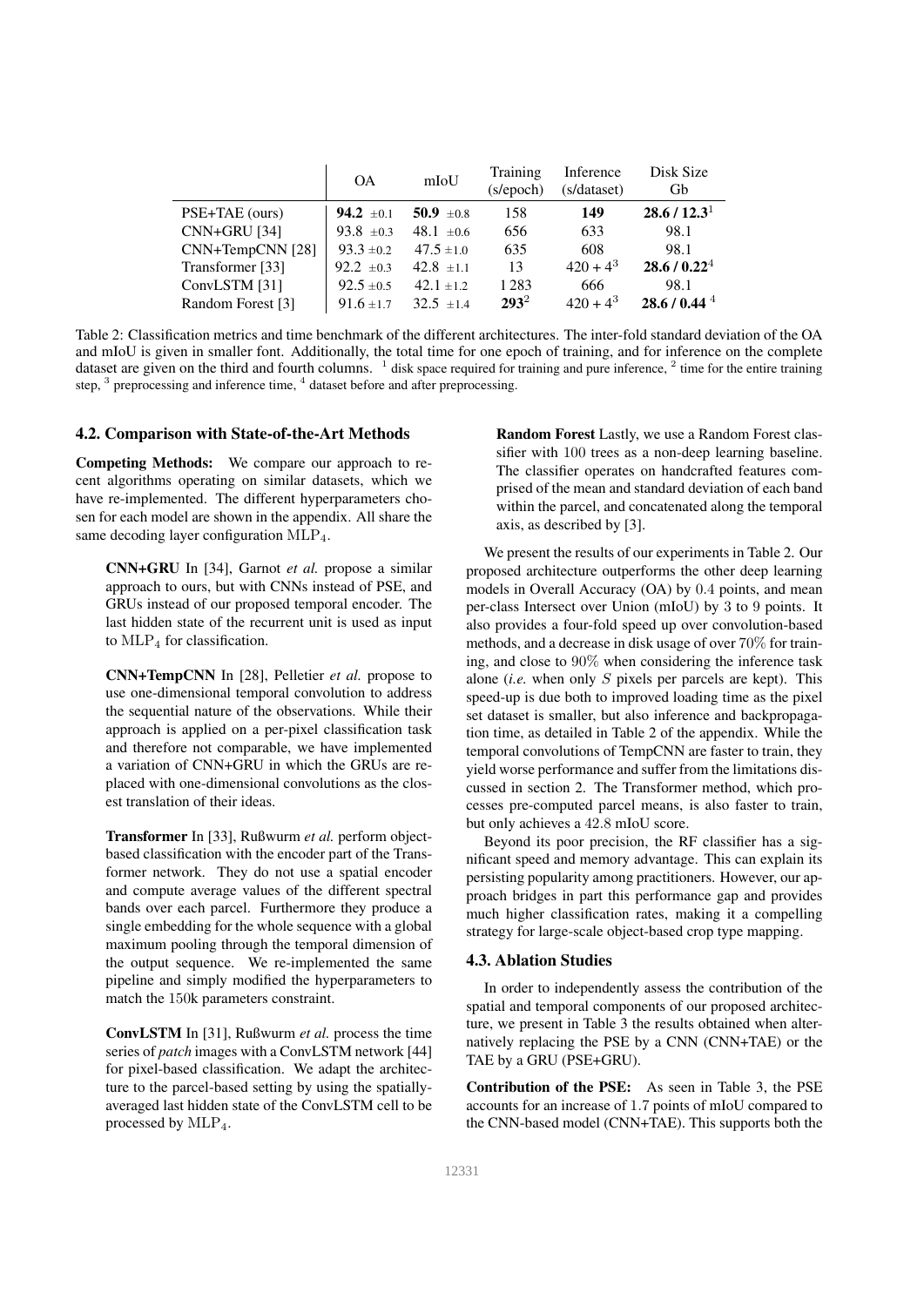| | OA | mIoU | Training (s/epoch) | Inference (s/dataset) | Disk Size Gb |
|---|---|---|---|---|---|
| PSE+TAE (ours) | **94.2** $\pm 0.1$ | **50.9** $\pm 0.8$ | 158 | **149** | **28.6 / 12.3**[1] |
| CNN+GRU [34] | 93.8 $\pm 0.3$ | 48.1 $\pm 0.6$ | 656 | 633 | 98.1 |
| CNN+TempCNN [28] | 93.3 $\pm 0.2$ | 47.5 $\pm 1.0$ | 635 | 608 | 98.1 |
| Transformer [33] | 92.2 $\pm 0.3$ | 42.8 $\pm 1.1$ | 13 | 420 + 4[3] | **28.6 / 0.22**[4] |
| ConvLSTM [31] | 92.5 $\pm 0.5$ | 42.1 $\pm 1.2$ | 1 283 | 666 | 98.1 |
| Random Forest [3] | 91.6 $\pm 1.7$ | 32.5 $\pm 1.4$ | **293**[2] | 420 + 4[3] | **28.6 / 0.44**[4] |

Table 2: Classification metrics and time benchmark of the different architectures. The inter-fold standard deviation of the OA and mIoU is given in smaller font. Additionally, the total time for one epoch of training, and for inference on the complete dataset are given on the third and fourth columns. [1] disk space required for training and pure inference, [2] time for the entire training step, [3] preprocessing and inference time, [4] dataset before and after preprocessing.

### 4.2. Comparison with State-of-the-Art Methods

**Competing Methods:** We compare our approach to recent algorithms operating on similar datasets, which we have re-implemented. The different hyperparameters chosen for each model are shown in the appendix. All share the same decoding layer configuration $\mathrm{MLP}_4$.

> **CNN+GRU** In [34], Garnot *et al.* propose a similar approach to ours, but with CNNs instead of PSE, and GRUs instead of our proposed temporal encoder. The last hidden state of the recurrent unit is used as input to $\mathrm{MLP}_4$ for classification.
>
> **CNN+TempCNN** In [28], Pelletier *et al.* propose to use one-dimensional temporal convolution to address the sequential nature of the observations. While their approach is applied on a per-pixel classification task and therefore not comparable, we have implemented a variation of CNN+GRU in which the GRUs are replaced with one-dimensional convolutions as the closest translation of their ideas.
>
> **Transformer** In [33], Rußwurm *et al.* perform object-based classification with the encoder part of the Transformer network. They do not use a spatial encoder and compute average values of the different spectral bands over each parcel. Furthermore they produce a single embedding for the whole sequence with a global maximum pooling through the temporal dimension of the output sequence. We re-implemented the same pipeline and simply modified the hyperparameters to match the 150k parameters constraint.
>
> **ConvLSTM** In [31], Rußwurm *et al.* process the time series of *patch* images with a ConvLSTM network [44] for pixel-based classification. We adapt the architecture to the parcel-based setting by using the spatially-averaged last hidden state of the ConvLSTM cell to be processed by $\mathrm{MLP}_4$.
>
> **Random Forest** Lastly, we use a Random Forest classifier with 100 trees as a non-deep learning baseline. The classifier operates on handcrafted features comprised of the mean and standard deviation of each band within the parcel, and concatenated along the temporal axis, as described by [3].

We present the results of our experiments in Table 2. Our proposed architecture outperforms the other deep learning models in Overall Accuracy (OA) by 0.4 points, and mean per-class Intersect over Union (mIoU) by 3 to 9 points. It also provides a four-fold speed up over convolution-based methods, and a decrease in disk usage of over 70% for training, and close to 90% when considering the inference task alone (*i.e.* when only $S$ pixels per parcels are kept). This speed-up is due both to improved loading time as the pixel set dataset is smaller, but also inference and backpropagation time, as detailed in Table 2 of the appendix. While the temporal convolutions of TempCNN are faster to train, they yield worse performance and suffer from the limitations discussed in section 2. The Transformer method, which processes pre-computed parcel means, is also faster to train, but only achieves a 42.8 mIoU score.

Beyond its poor precision, the RF classifier has a significant speed and memory advantage. This can explain its persisting popularity among practitioners. However, our approach bridges in part this performance gap and provides much higher classification rates, making it a compelling strategy for large-scale object-based crop type mapping.

### 4.3. Ablation Studies

In order to independently assess the contribution of the spatial and temporal components of our proposed architecture, we present in Table 3 the results obtained when alternatively replacing the PSE by a CNN (CNN+TAE) or the TAE by a GRU (PSE+GRU).

**Contribution of the PSE:** As seen in Table 3, the PSE accounts for an increase of 1.7 points of mIoU compared to the CNN-based model (CNN+TAE). This supports both the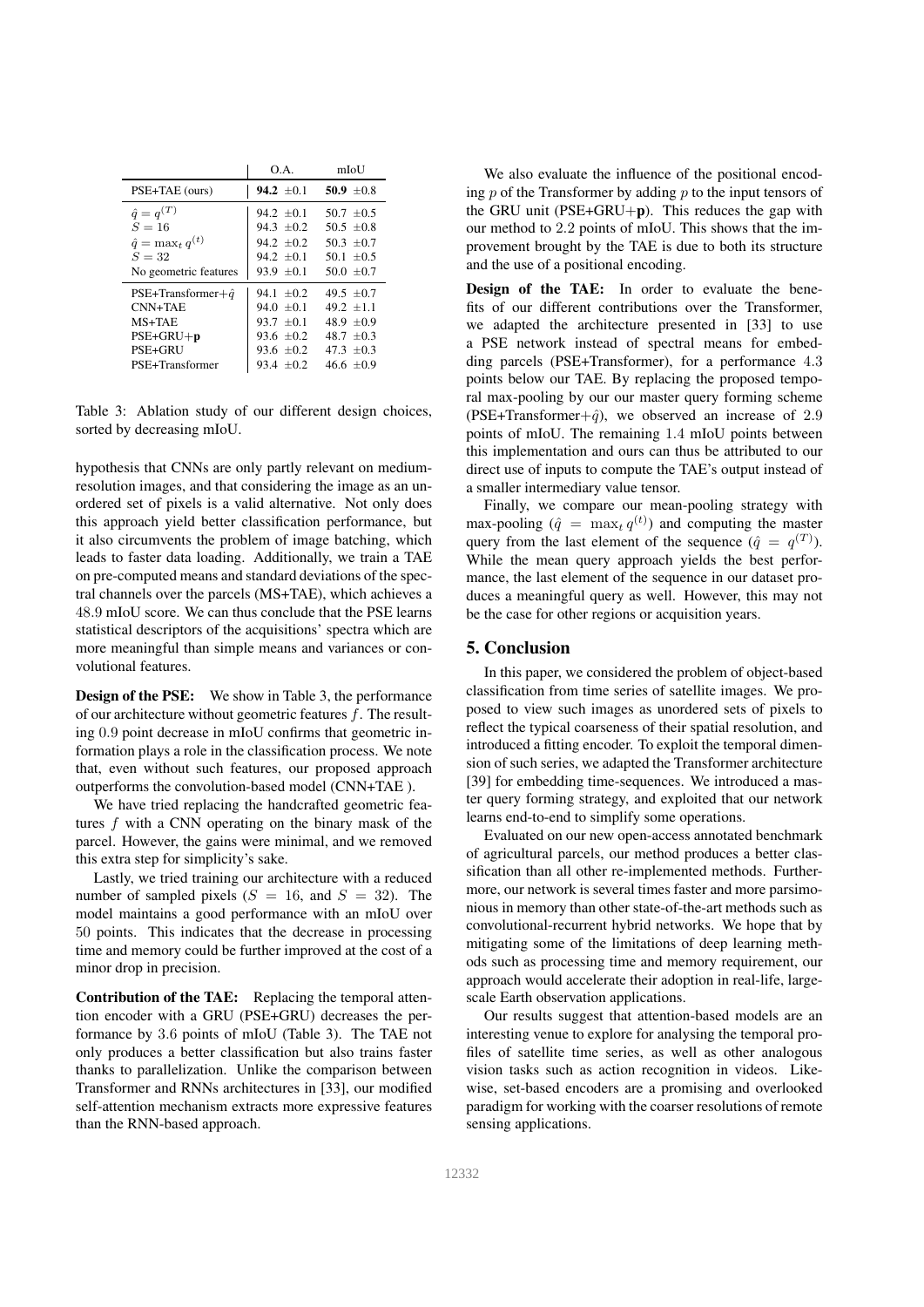| | O.A. | mIoU |
|---|---|---|
| PSE+TAE (ours) | **94.2** $\pm 0.1$ | **50.9** $\pm 0.8$ |
| $\hat{q} = q^{(T)}$ | 94.2 $\pm 0.1$ | 50.7 $\pm 0.5$ |
| $S = 16$ | 94.3 $\pm 0.2$ | 50.5 $\pm 0.8$ |
| $\hat{q} = \max_t q^{(t)}$ | 94.2 $\pm 0.2$ | 50.3 $\pm 0.7$ |
| $S = 32$ | 94.2 $\pm 0.1$ | 50.1 $\pm 0.5$ |
| No geometric features | 93.9 $\pm 0.1$ | 50.0 $\pm 0.7$ |
| PSE+Transformer+$\hat{q}$ | 94.1 $\pm 0.2$ | 49.5 $\pm 0.7$ |
| CNN+TAE | 94.0 $\pm 0.1$ | 49.2 $\pm 1.1$ |
| MS+TAE | 93.7 $\pm 0.1$ | 48.9 $\pm 0.9$ |
| PSE+GRU+**p** | 93.6 $\pm 0.2$ | 48.7 $\pm 0.3$ |
| PSE+GRU | 93.6 $\pm 0.2$ | 47.3 $\pm 0.3$ |
| PSE+Transformer | 93.4 $\pm 0.2$ | 46.6 $\pm 0.9$ |

Table 3: Ablation study of our different design choices, sorted by decreasing mIoU.

hypothesis that CNNs are only partly relevant on medium-resolution images, and that considering the image as an unordered set of pixels is a valid alternative. Not only does this approach yield better classification performance, but it also circumvents the problem of image batching, which leads to faster data loading. Additionally, we train a TAE on pre-computed means and standard deviations of the spectral channels over the parcels (MS+TAE), which achieves a $48.9$ mIoU score. We can thus conclude that the PSE learns statistical descriptors of the acquisitions' spectra which are more meaningful than simple means and variances or convolutional features.

**Design of the PSE:** We show in Table 3, the performance of our architecture without geometric features $f$. The resulting $0.9$ point decrease in mIoU confirms that geometric information plays a role in the classification process. We note that, even without such features, our proposed approach outperforms the convolution-based model (CNN+TAE ).

We have tried replacing the handcrafted geometric features $f$ with a CNN operating on the binary mask of the parcel. However, the gains were minimal, and we removed this extra step for simplicity's sake.

Lastly, we tried training our architecture with a reduced number of sampled pixels ($S = 16$, and $S = 32$). The model maintains a good performance with an mIoU over $50$ points. This indicates that the decrease in processing time and memory could be further improved at the cost of a minor drop in precision.

**Contribution of the TAE:** Replacing the temporal attention encoder with a GRU (PSE+GRU) decreases the performance by $3.6$ points of mIoU (Table 3). The TAE not only produces a better classification but also trains faster thanks to parallelization. Unlike the comparison between Transformer and RNNs architectures in [33], our modified self-attention mechanism extracts more expressive features than the RNN-based approach.

We also evaluate the influence of the positional encoding $p$ of the Transformer by adding $p$ to the input tensors of the GRU unit (PSE+GRU+**p**). This reduces the gap with our method to $2.2$ points of mIoU. This shows that the improvement brought by the TAE is due to both its structure and the use of a positional encoding.

**Design of the TAE:** In order to evaluate the benefits of our different contributions over the Transformer, we adapted the architecture presented in [33] to use a PSE network instead of spectral means for embedding parcels (PSE+Transformer), for a performance $4.3$ points below our TAE. By replacing the proposed temporal max-pooling by our our master query forming scheme (PSE+Transformer+$\hat{q}$), we observed an increase of $2.9$ points of mIoU. The remaining $1.4$ mIoU points between this implementation and ours can thus be attributed to our direct use of inputs to compute the TAE's output instead of a smaller intermediary value tensor.

Finally, we compare our mean-pooling strategy with max-pooling ($\hat{q} = \max_t q^{(t)}$) and computing the master query from the last element of the sequence ($\hat{q} = q^{(T)}$). While the mean query approach yields the best performance, the last element of the sequence in our dataset produces a meaningful query as well. However, this may not be the case for other regions or acquisition years.

## 5. Conclusion

In this paper, we considered the problem of object-based classification from time series of satellite images. We proposed to view such images as unordered sets of pixels to reflect the typical coarseness of their spatial resolution, and introduced a fitting encoder. To exploit the temporal dimension of such series, we adapted the Transformer architecture [39] for embedding time-sequences. We introduced a master query forming strategy, and exploited that our network learns end-to-end to simplify some operations.

Evaluated on our new open-access annotated benchmark of agricultural parcels, our method produces a better classification than all other re-implemented methods. Furthermore, our network is several times faster and more parsimonious in memory than other state-of-the-art methods such as convolutional-recurrent hybrid networks. We hope that by mitigating some of the limitations of deep learning methods such as processing time and memory requirement, our approach would accelerate their adoption in real-life, large-scale Earth observation applications.

Our results suggest that attention-based models are an interesting venue to explore for analysing the temporal profiles of satellite time series, as well as other analogous vision tasks such as action recognition in videos. Likewise, set-based encoders are a promising and overlooked paradigm for working with the coarser resolutions of remote sensing applications.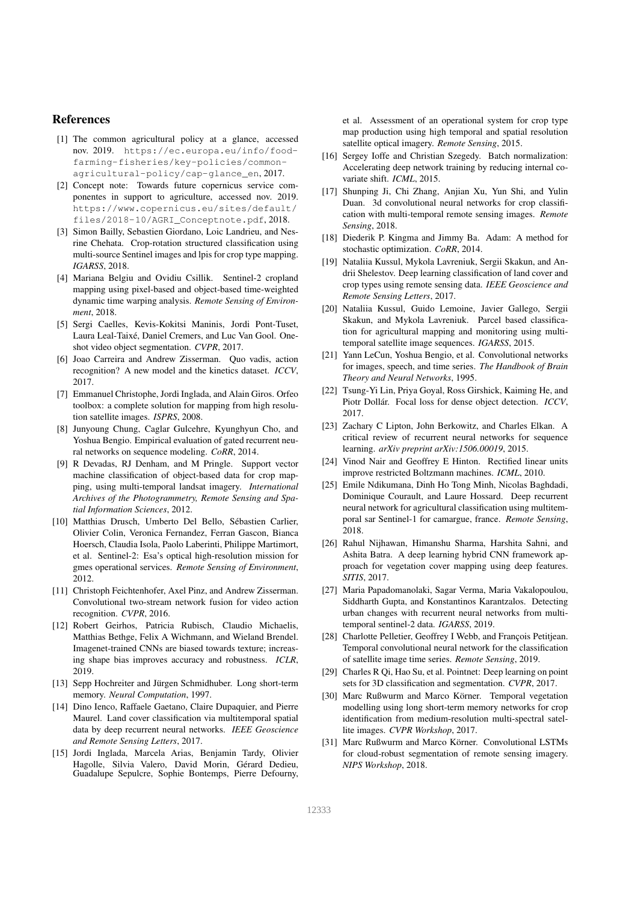## References

[1] The common agricultural policy at a glance, accessed nov. 2019. https://ec.europa.eu/info/food-farming-fisheries/key-policies/common-agricultural-policy/cap-glance_en, 2017.

[2] Concept note: Towards future copernicus service componentes in support to agriculture, accessed nov. 2019. https://www.copernicus.eu/sites/default/files/2018-10/AGRI_Conceptnote.pdf, 2018.

[3] Simon Bailly, Sebastien Giordano, Loic Landrieu, and Nesrine Chehata. Crop-rotation structured classification using multi-source Sentinel images and lpis for crop type mapping. *IGARSS*, 2018.

[4] Mariana Belgiu and Ovidiu Csillik. Sentinel-2 cropland mapping using pixel-based and object-based time-weighted dynamic time warping analysis. *Remote Sensing of Environment*, 2018.

[5] Sergi Caelles, Kevis-Kokitsi Maninis, Jordi Pont-Tuset, Laura Leal-Taixé, Daniel Cremers, and Luc Van Gool. One-shot video object segmentation. *CVPR*, 2017.

[6] Joao Carreira and Andrew Zisserman. Quo vadis, action recognition? A new model and the kinetics dataset. *ICCV*, 2017.

[7] Emmanuel Christophe, Jordi Inglada, and Alain Giros. Orfeo toolbox: a complete solution for mapping from high resolution satellite images. *ISPRS*, 2008.

[8] Junyoung Chung, Caglar Gulcehre, Kyunghyun Cho, and Yoshua Bengio. Empirical evaluation of gated recurrent neural networks on sequence modeling. *CoRR*, 2014.

[9] R Devadas, RJ Denham, and M Pringle. Support vector machine classification of object-based data for crop mapping, using multi-temporal landsat imagery. *International Archives of the Photogrammetry, Remote Sensing and Spatial Information Sciences*, 2012.

[10] Matthias Drusch, Umberto Del Bello, Sébastien Carlier, Olivier Colin, Veronica Fernandez, Ferran Gascon, Bianca Hoersch, Claudia Isola, Paolo Laberinti, Philippe Martimort, et al. Sentinel-2: Esa's optical high-resolution mission for gmes operational services. *Remote Sensing of Environment*, 2012.

[11] Christoph Feichtenhofer, Axel Pinz, and Andrew Zisserman. Convolutional two-stream network fusion for video action recognition. *CVPR*, 2016.

[12] Robert Geirhos, Patricia Rubisch, Claudio Michaelis, Matthias Bethge, Felix A Wichmann, and Wieland Brendel. Imagenet-trained CNNs are biased towards texture; increasing shape bias improves accuracy and robustness. *ICLR*, 2019.

[13] Sepp Hochreiter and Jürgen Schmidhuber. Long short-term memory. *Neural Computation*, 1997.

[14] Dino Ienco, Raffaele Gaetano, Claire Dupaquier, and Pierre Maurel. Land cover classification via multitemporal spatial data by deep recurrent neural networks. *IEEE Geoscience and Remote Sensing Letters*, 2017.

[15] Jordi Inglada, Marcela Arias, Benjamin Tardy, Olivier Hagolle, Silvia Valero, David Morin, Gérard Dedieu, Guadalupe Sepulcre, Sophie Bontemps, Pierre Defourny, et al. Assessment of an operational system for crop type map production using high temporal and spatial resolution satellite optical imagery. *Remote Sensing*, 2015.

[16] Sergey Ioffe and Christian Szegedy. Batch normalization: Accelerating deep network training by reducing internal covariate shift. *ICML*, 2015.

[17] Shunping Ji, Chi Zhang, Anjian Xu, Yun Shi, and Yulin Duan. 3d convolutional neural networks for crop classification with multi-temporal remote sensing images. *Remote Sensing*, 2018.

[18] Diederik P. Kingma and Jimmy Ba. Adam: A method for stochastic optimization. *CoRR*, 2014.

[19] Nataliia Kussul, Mykola Lavreniuk, Sergii Skakun, and Andrii Shelestov. Deep learning classification of land cover and crop types using remote sensing data. *IEEE Geoscience and Remote Sensing Letters*, 2017.

[20] Nataliia Kussul, Guido Lemoine, Javier Gallego, Sergii Skakun, and Mykola Lavreniuk. Parcel based classification for agricultural mapping and monitoring using multitemporal satellite image sequences. *IGARSS*, 2015.

[21] Yann LeCun, Yoshua Bengio, et al. Convolutional networks for images, speech, and time series. *The Handbook of Brain Theory and Neural Networks*, 1995.

[22] Tsung-Yi Lin, Priya Goyal, Ross Girshick, Kaiming He, and Piotr Dollár. Focal loss for dense object detection. *ICCV*, 2017.

[23] Zachary C Lipton, John Berkowitz, and Charles Elkan. A critical review of recurrent neural networks for sequence learning. *arXiv preprint arXiv:1506.00019*, 2015.

[24] Vinod Nair and Geoffrey E Hinton. Rectified linear units improve restricted Boltzmann machines. *ICML*, 2010.

[25] Emile Ndikumana, Dinh Ho Tong Minh, Nicolas Baghdadi, Dominique Courault, and Laure Hossard. Deep recurrent neural network for agricultural classification using multitemporal sar Sentinel-1 for camargue, france. *Remote Sensing*, 2018.

[26] Rahul Nijhawan, Himanshu Sharma, Harshita Sahni, and Ashita Batra. A deep learning hybrid CNN framework approach for vegetation cover mapping using deep features. *SITIS*, 2017.

[27] Maria Papadomanolaki, Sagar Verma, Maria Vakalopoulou, Siddharth Gupta, and Konstantinos Karantzalos. Detecting urban changes with recurrent neural networks from multitemporal sentinel-2 data. *IGARSS*, 2019.

[28] Charlotte Pelletier, Geoffrey I Webb, and François Petitjean. Temporal convolutional neural network for the classification of satellite image time series. *Remote Sensing*, 2019.

[29] Charles R Qi, Hao Su, et al. Pointnet: Deep learning on point sets for 3D classification and segmentation. *CVPR*, 2017.

[30] Marc Rußwurm and Marco Körner. Temporal vegetation modelling using long short-term memory networks for crop identification from medium-resolution multi-spectral satellite images. *CVPR Workshop*, 2017.

[31] Marc Rußwurm and Marco Körner. Convolutional LSTMs for cloud-robust segmentation of remote sensing imagery. *NIPS Workshop*, 2018.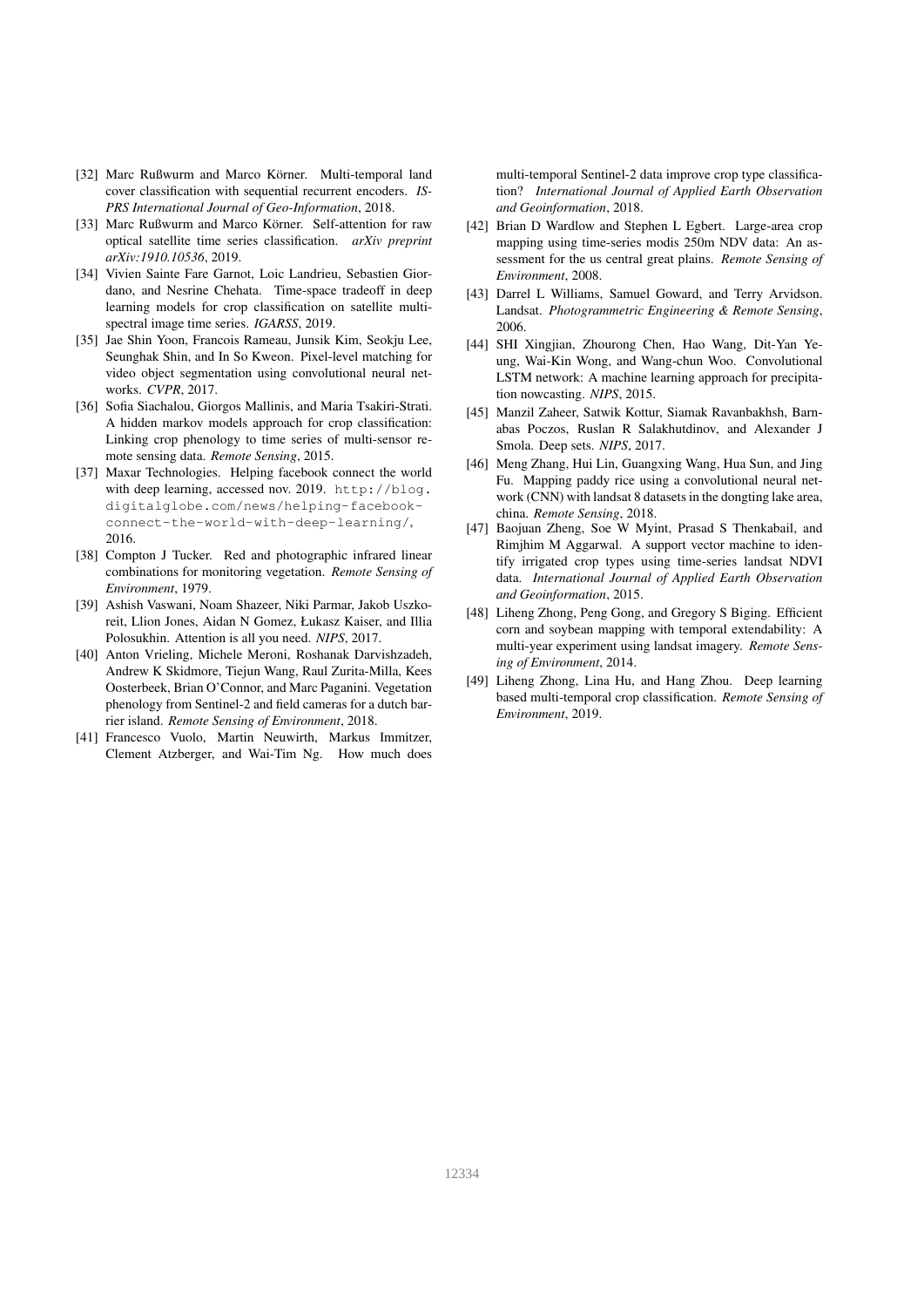[32] Marc Rußwurm and Marco Körner. Multi-temporal land cover classification with sequential recurrent encoders. *ISPRS International Journal of Geo-Information*, 2018.

[33] Marc Rußwurm and Marco Körner. Self-attention for raw optical satellite time series classification. *arXiv preprint arXiv:1910.10536*, 2019.

[34] Vivien Sainte Fare Garnot, Loic Landrieu, Sebastien Giordano, and Nesrine Chehata. Time-space tradeoff in deep learning models for crop classification on satellite multi-spectral image time series. *IGARSS*, 2019.

[35] Jae Shin Yoon, Francois Rameau, Junsik Kim, Seokju Lee, Seunghak Shin, and In So Kweon. Pixel-level matching for video object segmentation using convolutional neural networks. *CVPR*, 2017.

[36] Sofia Siachalou, Giorgos Mallinis, and Maria Tsakiri-Strati. A hidden markov models approach for crop classification: Linking crop phenology to time series of multi-sensor remote sensing data. *Remote Sensing*, 2015.

[37] Maxar Technologies. Helping facebook connect the world with deep learning, accessed nov. 2019. `http://blog.digitalglobe.com/news/helping-facebook-connect-the-world-with-deep-learning/`, 2016.

[38] Compton J Tucker. Red and photographic infrared linear combinations for monitoring vegetation. *Remote Sensing of Environment*, 1979.

[39] Ashish Vaswani, Noam Shazeer, Niki Parmar, Jakob Uszkoreit, Llion Jones, Aidan N Gomez, Łukasz Kaiser, and Illia Polosukhin. Attention is all you need. *NIPS*, 2017.

[40] Anton Vrieling, Michele Meroni, Roshanak Darvishzadeh, Andrew K Skidmore, Tiejun Wang, Raul Zurita-Milla, Kees Oosterbeek, Brian O'Connor, and Marc Paganini. Vegetation phenology from Sentinel-2 and field cameras for a dutch barrier island. *Remote Sensing of Environment*, 2018.

[41] Francesco Vuolo, Martin Neuwirth, Markus Immitzer, Clement Atzberger, and Wai-Tim Ng. How much does multi-temporal Sentinel-2 data improve crop type classification? *International Journal of Applied Earth Observation and Geoinformation*, 2018.

[42] Brian D Wardlow and Stephen L Egbert. Large-area crop mapping using time-series modis 250m NDV data: An assessment for the us central great plains. *Remote Sensing of Environment*, 2008.

[43] Darrel L Williams, Samuel Goward, and Terry Arvidson. Landsat. *Photogrammetric Engineering & Remote Sensing*, 2006.

[44] SHI Xingjian, Zhourong Chen, Hao Wang, Dit-Yan Yeung, Wai-Kin Wong, and Wang-chun Woo. Convolutional LSTM network: A machine learning approach for precipitation nowcasting. *NIPS*, 2015.

[45] Manzil Zaheer, Satwik Kottur, Siamak Ravanbakhsh, Barnabas Poczos, Ruslan R Salakhutdinov, and Alexander J Smola. Deep sets. *NIPS*, 2017.

[46] Meng Zhang, Hui Lin, Guangxing Wang, Hua Sun, and Jing Fu. Mapping paddy rice using a convolutional neural network (CNN) with landsat 8 datasets in the dongting lake area, china. *Remote Sensing*, 2018.

[47] Baojuan Zheng, Soe W Myint, Prasad S Thenkabail, and Rimjhim M Aggarwal. A support vector machine to identify irrigated crop types using time-series landsat NDVI data. *International Journal of Applied Earth Observation and Geoinformation*, 2015.

[48] Liheng Zhong, Peng Gong, and Gregory S Biging. Efficient corn and soybean mapping with temporal extendability: A multi-year experiment using landsat imagery. *Remote Sensing of Environment*, 2014.

[49] Liheng Zhong, Lina Hu, and Hang Zhou. Deep learning based multi-temporal crop classification. *Remote Sensing of Environment*, 2019.